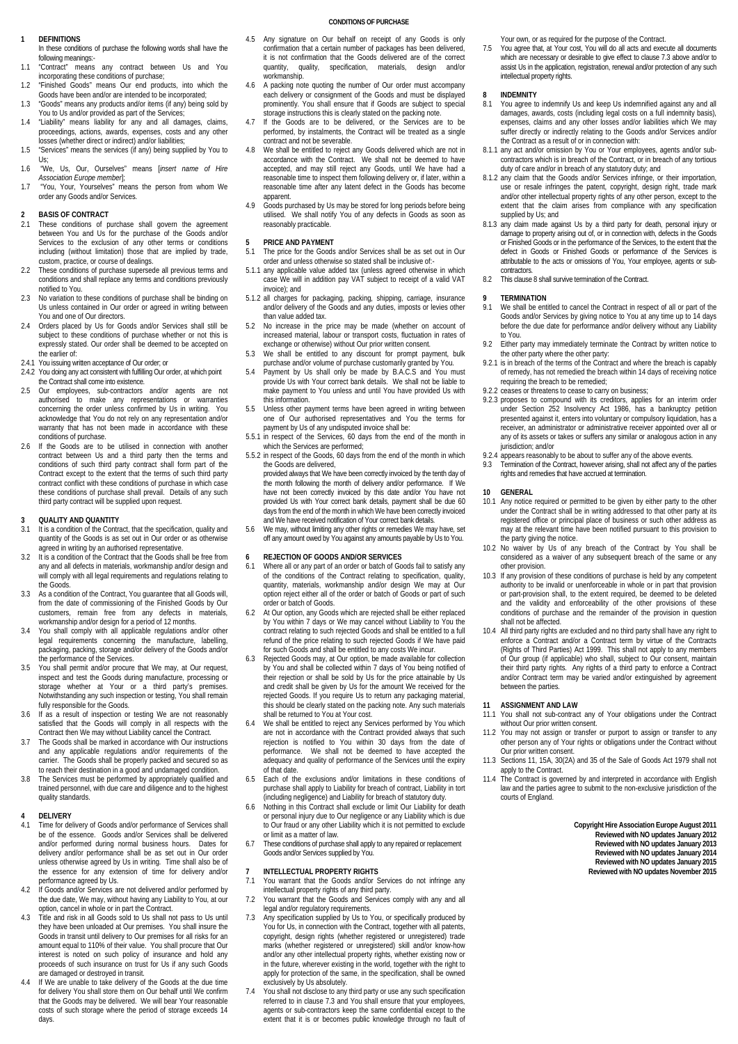# CONDITIONS OF PURCHASE

## 1 DEFINITIONS

In these conditions of purchase the following words shall have the following meanings:-

1.1 "Contract" means any contract between Us and You incorporating these conditions of purchase;

1.2 "Finished Goods" means Our end products, into which the Goods have been and/or are intended to be incorporated;

1.3 "Goods" means any products and/or items (if any) being sold by You to Us and/or provided as part of the Services;

1.4 "Liability" means liability for any and all damages, claims, proceedings, actions, awards, expenses, costs and any other losses (whether direct or indirect) and/or liabilities;

1.5 "Services" means the services (if any) being supplied by You to Us;

1.6 "We, Us, Our, Ourselves" means [*insert name of Hire Association Europe member*];

1.7 "You, Your, Yourselves" means the person from whom We order any Goods and/or Services.

## 2 BASIS OF CONTRACT

2.1 These conditions of purchase shall govern the agreement between You and Us for the purchase of the Goods and/or Services to the exclusion of any other terms or conditions including (without limitation) those that are implied by trade, custom, practice, or course of dealings.

2.2 These conditions of purchase supersede all previous terms and conditions and shall replace any terms and conditions previously notified to You.

2.3 No variation to these conditions of purchase shall be binding on Us unless contained in Our order or agreed in writing between You and one of Our directors.

2.4 Orders placed by Us for Goods and/or Services shall still be subject to these conditions of purchase whether or not this is expressly stated. Our order shall be deemed to be accepted on the earlier of:

2.4.1 You issuing written acceptance of Our order; or

2.4.2 You doing any act consistent with fulfilling Our order, at which point the Contract shall come into existence.

2.5 Our employees, sub-contractors and/or agents are not authorised to make any representations or warranties concerning the order unless confirmed by Us in writing. You acknowledge that You do not rely on any representation and/or warranty that has not been made in accordance with these conditions of purchase.

2.6 If the Goods are to be utilised in connection with another contract between Us and a third party then the terms and conditions of such third party contract shall form part of the Contract except to the extent that the terms of such third party contract conflict with these conditions of purchase in which case these conditions of purchase shall prevail. Details of any such third party contract will be supplied upon request.

## 3 QUALITY AND QUANTITY

3.1 It is a condition of the Contract, that the specification, quality and quantity of the Goods is as set out in Our order or as otherwise agreed in writing by an authorised representative.

3.2 It is a condition of the Contract that the Goods shall be free from any and all defects in materials, workmanship and/or design and will comply with all legal requirements and regulations relating to the Goods.

3.3 As a condition of the Contract, You guarantee that all Goods will, from the date of commissioning of the Finished Goods by Our customers, remain free from any defects in materials, workmanship and/or design for a period of 12 months.

3.4 You shall comply with all applicable regulations and/or other legal requirements concerning the manufacture, labelling, packaging, packing, storage and/or delivery of the Goods and/or the performance of the Services.

3.5 You shall permit and/or procure that We may, at Our request, inspect and test the Goods during manufacture, processing or storage whether at Your or a third party's premises. Notwithstanding any such inspection or testing, You shall remain fully responsible for the Goods.

3.6 If as a result of inspection or testing We are not reasonably satisfied that the Goods will comply in all respects with the Contract then We may without Liability cancel the Contract.

3.7 The Goods shall be marked in accordance with Our instructions and any applicable regulations and/or requirements of the carrier. The Goods shall be properly packed and secured so as to reach their destination in a good and undamaged condition.

3.8 The Services must be performed by appropriately qualified and trained personnel, with due care and diligence and to the highest quality standards.

## 4 DELIVERY

4.1 Time for delivery of Goods and/or performance of Services shall be of the essence. Goods and/or Services shall be delivered and/or performed during normal business hours. Dates for delivery and/or performance shall be as set out in Our order unless otherwise agreed by Us in writing. Time shall also be of the essence for any extension of time for delivery and/or performance agreed by Us.

4.2 If Goods and/or Services are not delivered and/or performed by the due date, We may, without having any Liability to You, at our option, cancel in whole or in part the Contract.

4.3 Title and risk in all Goods sold to Us shall not pass to Us until they have been unloaded at Our premises. You shall insure the Goods in transit until delivery to Our premises for all risks for an amount equal to 110% of their value. You shall procure that Our interest is noted on such policy of insurance and hold any proceeds of such insurance on trust for Us if any such Goods are damaged or destroyed in transit.

4.4 If We are unable to take delivery of the Goods at the due time for delivery You shall store them on Our behalf until We confirm that the Goods may be delivered. We will bear Your reasonable costs of such storage where the period of storage exceeds 14 days.

4.5 Any signature on Our behalf on receipt of any Goods is only confirmation that a certain number of packages has been delivered, it is not confirmation that the Goods delivered are of the correct quantity, quality, specification, materials, design and/or workmanship.

4.6 A packing note quoting the number of Our order must accompany each delivery or consignment of the Goods and must be displayed prominently. You shall ensure that if Goods are subject to special storage instructions this is clearly stated on the packing note.

4.7 If the Goods are to be delivered, or the Services are to be performed, by instalments, the Contract will be treated as a single contract and not be severable.

4.8 We shall be entitled to reject any Goods delivered which are not in accordance with the Contract. We shall not be deemed to have accepted, and may still reject any Goods, until We have had a reasonable time to inspect them following delivery or, if later, within a reasonable time after any latent defect in the Goods has become apparent.

4.9 Goods purchased by Us may be stored for long periods before being utilised. We shall notify You of any defects in Goods as soon as reasonably practicable.

## 5 PRICE AND PAYMENT

5.1 The price for the Goods and/or Services shall be as set out in Our order and unless otherwise so stated shall be inclusive of:-

5.1.1 any applicable value added tax (unless agreed otherwise in which case We will in addition pay VAT subject to receipt of a valid VAT invoice); and

5.1.2 all charges for packaging, packing, shipping, carriage, insurance and/or delivery of the Goods and any duties, imposts or levies other than value added tax.

5.2 No increase in the price may be made (whether on account of increased material, labour or transport costs, fluctuation in rates of exchange or otherwise) without Our prior written consent.

5.3 We shall be entitled to any discount for prompt payment, bulk purchase and/or volume of purchase customarily granted by You.

5.4 Payment by Us shall only be made by B.A.C.S and You must provide Us with Your correct bank details. We shall not be liable to make payment to You unless and until You have provided Us with this information.

5.5 Unless other payment terms have been agreed in writing between one of Our authorised representatives and You the terms for payment by Us of any undisputed invoice shall be:

5.5.1 in respect of the Services, 60 days from the end of the month in which the Services are performed;

5.5.2 in respect of the Goods, 60 days from the end of the month in which the Goods are delivered,

provided always that We have been correctly invoiced by the tenth day of the month following the month of delivery and/or performance. If We have not been correctly invoiced by this date and/or You have not provided Us with Your correct bank details, payment shall be due 60 days from the end of the month in which We have been correctly invoiced and We have received notification of Your correct bank details.

5.6 We may, without limiting any other rights or remedies We may have, set off any amount owed by You against any amounts payable by Us to You.

## 6 REJECTION OF GOODS AND/OR SERVICES

6.1 Where all or any part of an order or batch of Goods fail to satisfy any of the conditions of the Contract relating to specification, quality, quantity, materials, workmanship and/or design We may at Our option reject either all of the order or batch of Goods or part of such order or batch of Goods.

6.2 At Our option, any Goods which are rejected shall be either replaced by You within 7 days or We may cancel without Liability to You the contract relating to such rejected Goods and shall be entitled to a full refund of the price relating to such rejected Goods if We have paid for such Goods and shall be entitled to any costs We incur.

6.3 Rejected Goods may, at Our option, be made available for collection by You and shall be collected within 7 days of You being notified of their rejection or shall be sold by Us for the price attainable by Us and credit shall be given by Us for the amount We received for the rejected Goods. If you require Us to return any packaging material, this should be clearly stated on the packing note. Any such materials shall be returned to You at Your cost.

6.4 We shall be entitled to reject any Services performed by You which are not in accordance with the Contract provided always that such rejection is notified to You within 30 days from the date of performance. We shall not be deemed to have accepted the adequacy and quality of performance of the Services until the expiry of that date.

6.5 Each of the exclusions and/or limitations in these conditions of purchase shall apply to Liability for breach of contract, Liability in tort (including negligence) and Liability for breach of statutory duty.

6.6 Nothing in this Contract shall exclude or limit Our Liability for death or personal injury due to Our negligence or any Liability which is due to Our fraud or any other Liability which it is not permitted to exclude or limit as a matter of law.

6.7 These conditions of purchase shall apply to any repaired or replacement Goods and/or Services supplied by You.

## 7 INTELLECTUAL PROPERTY RIGHTS

7.1 You warrant that the Goods and/or Services do not infringe any intellectual property rights of any third party.

7.2 You warrant that the Goods and Services comply with any and all legal and/or regulatory requirements.

7.3 Any specification supplied by Us to You, or specifically produced by You for Us, in connection with the Contract, together with all patents, copyright, design rights (whether registered or unregistered) trade marks (whether registered or unregistered) skill and/or know-how and/or any other intellectual property rights, whether existing now or in the future, wherever existing in the world, together with the right to apply for protection of the same, in the specification, shall be owned exclusively by Us absolutely.

7.4 You shall not disclose to any third party or use any such specification referred to in clause 7.3 and You shall ensure that Your employees, agents or sub-contractors keep the same confidential except to the extent that it is or becomes public knowledge through no fault of Your own, or as required for the purpose of the Contract.

7.5 You agree that, at Your cost, You will do all acts and execute all documents which are necessary or desirable to give effect to clause 7.3 above and/or to assist Us in the application, registration, renewal and/or protection of any such intellectual property rights.

## 8 INDEMNITY

8.1 You agree to indemnify Us and keep Us indemnified against any and all damages, awards, costs (including legal costs on a full indemnity basis), expenses, claims and any other losses and/or liabilities which We may suffer directly or indirectly relating to the Goods and/or Services and/or the Contract as a result of or in connection with:

8.1.1 any act and/or omission by You or Your employees, agents and/or sub-contractors which is in breach of the Contract, or in breach of any tortious duty of care and/or in breach of any statutory duty; and

8.1.2 any claim that the Goods and/or Services infringe, or their importation, use or resale infringes the patent, copyright, design right, trade mark and/or other intellectual property rights of any other person, except to the extent that the claim arises from compliance with any specification supplied by Us; and

8.1.3 any claim made against Us by a third party for death, personal injury or damage to property arising out of, or in connection with, defects in the Goods or Finished Goods or in the performance of the Services, to the extent that the defect in Goods or Finished Goods or performance of the Services is attributable to the acts or omissions of You, Your employee, agents or sub-contractors.

8.2 This clause 8 shall survive termination of the Contract.

## 9 TERMINATION

9.1 We shall be entitled to cancel the Contract in respect of all or part of the Goods and/or Services by giving notice to You at any time up to 14 days before the due date for performance and/or delivery without any Liability to You.

9.2 Either party may immediately terminate the Contract by written notice to the other party where the other party:

9.2.1 is in breach of the terms of the Contract and where the breach is capably of remedy, has not remedied the breach within 14 days of receiving notice requiring the breach to be remedied;

9.2.2 ceases or threatens to cease to carry on business;

9.2.3 proposes to compound with its creditors, applies for an interim order under Section 252 Insolvency Act 1986, has a bankruptcy petition presented against it, enters into voluntary or compulsory liquidation, has a receiver, an administrator or administrative receiver appointed over all or any of its assets or takes or suffers any similar or analogous action in any jurisdiction; and/or

9.2.4 appears reasonably to be about to suffer any of the above events.

9.3 Termination of the Contract, however arising, shall not affect any of the parties rights and remedies that have accrued at termination.

## 10 GENERAL

10.1 Any notice required or permitted to be given by either party to the other under the Contract shall be in writing addressed to that other party at its registered office or principal place of business or such other address as may at the relevant time have been notified pursuant to this provision to the party giving the notice.

10.2 No waiver by Us of any breach of the Contract by You shall be considered as a waiver of any subsequent breach of the same or any other provision.

10.3 If any provision of these conditions of purchase is held by any competent authority to be invalid or unenforceable in whole or in part that provision or part-provision shall, to the extent required, be deemed to be deleted and the validity and enforceability of the other provisions of these conditions of purchase and the remainder of the provision in question shall not be affected.

10.4 All third party rights are excluded and no third party shall have any right to enforce a Contract and/or a Contract term by virtue of the Contracts (Rights of Third Parties) Act 1999. This shall not apply to any members of Our group (if applicable) who shall, subject to Our consent, maintain their third party rights. Any rights of a third party to enforce a Contract and/or Contract term may be varied and/or extinguished by agreement between the parties.

## 11 ASSIGNMENT AND LAW

11.1 You shall not sub-contract any of Your obligations under the Contract without Our prior written consent.

11.2 You may not assign or transfer or purport to assign or transfer to any other person any of Your rights or obligations under the Contract without Our prior written consent.

11.3 Sections 11, 15A, 30(2A) and 35 of the Sale of Goods Act 1979 shall not apply to the Contract.

11.4 The Contract is governed by and interpreted in accordance with English law and the parties agree to submit to the non-exclusive jurisdiction of the courts of England.

**Copyright Hire Association Europe August 2011**
**Reviewed with NO updates January 2012**
**Reviewed with NO updates January 2013**
**Reviewed with NO updates January 2014**
**Reviewed with NO updates January 2015**
**Reviewed with NO updates November 2015**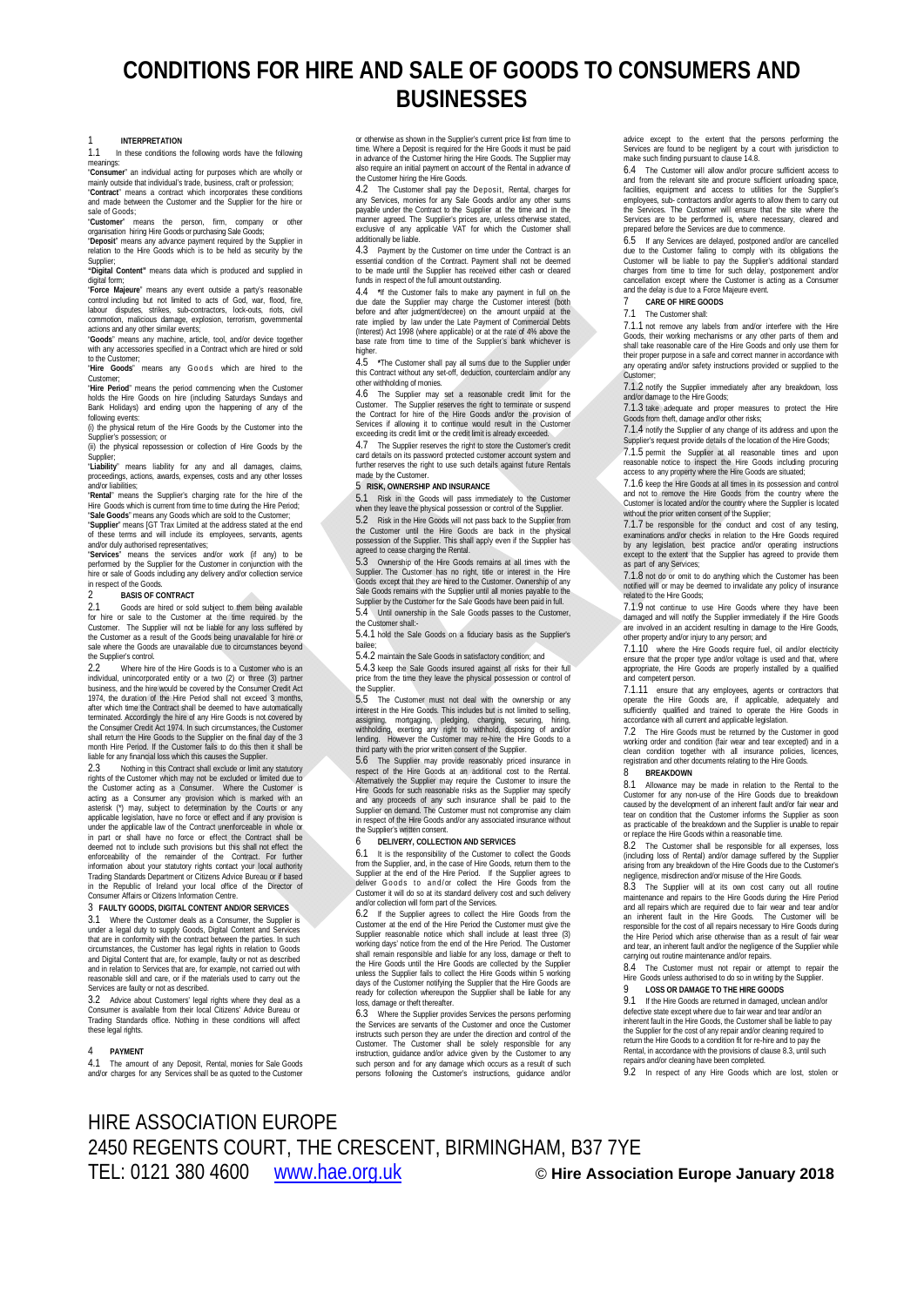# CONDITIONS FOR HIRE AND SALE OF GOODS TO CONSUMERS AND BUSINESSES

## 1 INTERPRETATION

1.1 In these conditions the following words have the following meanings:

"**Consumer**" an individual acting for purposes which are wholly or mainly outside that individual's trade, business, craft or profession;

"**Contract**" means a contract which incorporates these conditions and made between the Customer and the Supplier for the hire or sale of Goods;

"**Customer**" means the person, firm, company or other organisation hiring Hire Goods or purchasing Sale Goods;

"**Deposit**" means any advance payment required by the Supplier in relation to the Hire Goods which is to be held as security by the Supplier;

"**Digital Content**" means data which is produced and supplied in digital form;

"**Force Majeure**" means any event outside a party's reasonable control including but not limited to acts of God, war, flood, fire, labour disputes, strikes, sub-contractors, lock-outs, riots, civil commotion, malicious damage, explosion, terrorism, governmental actions and any other similar events;

"**Goods**" means any machine, article, tool, and/or device together with any accessories specified in a Contract which are hired or sold to the Customer;

"**Hire Goods**" means any Goods which are hired to the Customer;

"**Hire Period**" means the period commencing when the Customer holds the Hire Goods on hire (including Saturdays Sundays and Bank Holidays) and ending upon the happening of any of the following events:

(i) the physical return of the Hire Goods by the Customer into the Supplier's possession; or

(ii) the physical repossession or collection of Hire Goods by the Supplier;

"**Liability**" means liability for any and all damages, claims, proceedings, actions, awards, expenses, costs and any other losses and/or liabilities;

"**Rental**" means the Supplier's charging rate for the Hire of the Hire Goods which is current from time to time during the Hire Period;

"**Sale Goods**" means any Goods which are sold to the Customer;

"**Supplier**" means [GT Trax Limited at the address stated at the end of these terms and will include its employees, servants, agents and/or duly authorised representatives;

"**Services**" means the services and/or work (if any) to be performed by the Supplier for the Customer in conjunction with the hire or sale of Goods including any delivery and/or collection service in respect of the Goods.

## 2 BASIS OF CONTRACT

2.1 Goods are hired or sold subject to them being available for hire or sale to the Customer at the time required by the Customer. The Supplier will not be liable for any loss suffered by the Customer as a result of the Goods being unavailable for hire or sale where the Goods are unavailable due to circumstances beyond the Supplier's control.

2.2 Where hire of the Hire Goods is to a Customer who is an individual, unincorporated entity or a two (2) or three (3) partner business, and the hire would be covered by the Consumer Credit Act 1974, the duration of the Hire Period shall not exceed 3 months, after which time the Contract shall be deemed to have automatically terminated. Accordingly the hire of any Hire Goods is not covered by the Consumer Credit Act 1974. In such circumstances, the Customer shall return the Hire Goods to the Supplier on the final day of the 3 month Hire Period. If the Customer fails to do this then it shall be liable for any financial loss which this causes the Supplier.

2.3 Nothing in this Contract shall exclude or limit any statutory rights of the Customer which may not be excluded or limited due to the Customer acting as a Consumer. Where the Customer is acting as a Consumer any provision which is marked with an asterisk (*) may, subject to determination by the Courts or any applicable legislation, have no force or effect and if any provision is under the applicable law of the Contract unenforceable in whole or in part or shall have no force or effect the Contract shall be deemed not to include such provisions but this shall not effect the enforceability of the remainder of the Contract. For further information about your statutory rights contact your local authority Trading Standards Department or Citizens Advice Bureau or if based in the Republic of Ireland your local office of the Director of Consumer Affairs or Citizens Information Centre.

## 3 FAULTY GOODS, DIGITAL CONTENT AND/OR SERVICES

3.1 Where the Customer deals as a Consumer, the Supplier is under a legal duty to supply Goods, Digital Content and Services that are in conformity with the contract between the parties. In such circumstances, the Customer has legal rights in relation to Goods and Digital Content that are, for example, faulty or not as described and in relation to Services that are, for example, not carried out with reasonable skill and care, or if the materials used to carry out the Services are faulty or not as described.

3.2 Advice about Customers' legal rights where they deal as a Consumer is available from their local Citizens' Advice Bureau or Trading Standards office. Nothing in these conditions will affect these legal rights.

## 4 PAYMENT

4.1 The amount of any Deposit, Rental, monies for Sale Goods and/or charges for any Services shall be as quoted to the Customer or otherwise as shown in the Supplier's current price list from time to time. Where a Deposit is required for the Hire Goods it must be paid in advance of the Customer hiring the Hire Goods. The Supplier may also require an initial payment on account of the Rental in advance of the Customer hiring the Hire Goods.

4.2 The Customer shall pay the Deposit, Rental, charges for any Services, monies for any Sale Goods and/or any other sums payable under the Contract to the Supplier at the time and in the manner agreed. The Supplier's prices are, unless otherwise stated, exclusive of any applicable VAT for which the Customer shall additionally be liable.

4.3 Payment by the Customer on time under the Contract is an essential condition of the Contract. Payment shall not be deemed to be made until the Supplier has received either cash or cleared funds in respect of the full amount outstanding.

4.4 *If the Customer fails to make any payment in full on the due date the Supplier may charge the Customer interest (both before and after judgment/decree) on the amount unpaid at the rate implied by law under the Late Payment of Commercial Debts (Interest) Act 1998 (where applicable) or at the rate of 4% above the base rate from time to time of the Supplier's bank whichever is higher.

4.5 *The Customer shall pay all sums due to the Supplier under this Contract without any set-off, deduction, counterclaim and/or any other withholding of monies.

4.6 The Supplier may set a reasonable credit limit for the Customer. The Supplier reserves the right to terminate or suspend the Contract for hire of the Hire Goods and/or the provision of Services if allowing it to continue would result in the Customer exceeding its credit limit or the credit limit is already exceeded.

4.7 The Supplier reserves the right to store the Customer's credit card details on its password protected customer account system and further reserves the right to use such details against future Rentals made by the Customer.

## 5 RISK, OWNERSHIP AND INSURANCE

5.1 Risk in the Goods will pass immediately to the Customer when they leave the physical possession or control of the Supplier.

5.2 Risk in the Hire Goods will not pass back to the Supplier from the Customer until the Hire Goods are back in the physical possession of the Supplier. This shall apply even if the Supplier has agreed to cease charging the Rental.

5.3 Ownership of the Hire Goods remains at all times with the Supplier. The Customer has no right, title or interest in the Hire Goods except that they are hired to the Customer. Ownership of any Sale Goods remains with the Supplier until all monies payable to the Supplier by the Customer for the Sale Goods have been paid in full.

5.4 Until ownership in the Sale Goods passes to the Customer, the Customer shall:-

5.4.1 hold the Sale Goods on a fiduciary basis as the Supplier's bailee;

5.4.2 maintain the Sale Goods in satisfactory condition; and

5.4.3 keep the Sale Goods insured against all risks for their full price from the time they leave the physical possession or control of the Supplier.

5.5 The Customer must not deal with the ownership or any interest in the Hire Goods. This includes but is not limited to selling, assigning, mortgaging, pledging, charging, securing, hiring, withholding, exerting any right to withhold, disposing of and/or lending. However the Customer may re-hire the Hire Goods to a third party with the prior written consent of the Supplier.

5.6 The Supplier may provide reasonably priced insurance in respect of the Hire Goods at an additional cost to the Rental. Alternatively the Supplier may require the Customer to insure the Hire Goods for such reasonable risks as the Supplier may specify and any proceeds of any such insurance shall be paid to the Supplier on demand. The Customer must not compromise any claim in respect of the Hire Goods and/or any associated insurance without the Supplier's written consent.

## 6 DELIVERY, COLLECTION AND SERVICES

6.1 It is the responsibility of the Customer to collect the Goods from the Supplier, and, in the case of Hire Goods, return them to the Supplier at the end of the Hire Period. If the Supplier agrees to deliver Goods to and/or collect the Hire Goods from the Customer it will do so at its standard delivery cost and such delivery and/or collection will form part of the Services.

6.2 If the Supplier agrees to collect the Hire Goods from the Customer at the end of the Hire Period the Customer must give the Supplier reasonable notice which shall include at least three (3) working days' notice from the end of the Hire Period. The Customer shall remain responsible and liable for any loss, damage or theft to the Hire Goods until the Hire Goods are collected by the Supplier unless the Supplier fails to collect the Hire Goods within 5 working days of the Customer notifying the Supplier that the Hire Goods are ready for collection whereupon the Supplier shall be liable for any loss, damage or theft thereafter.

6.3 Where the Supplier provides Services the persons performing the Services are servants of the Customer and once the Customer instructs such person they are under the direction and control of the Customer. The Customer shall be solely responsible for any instruction, guidance and/or advice given by the Customer to any such person and for any damage which occurs as a result of such persons following the Customer's instructions, guidance and/or advice except to the extent that the persons performing the Services are found to be negligent by a court with jurisdiction to make such finding pursuant to clause 14.8.

6.4 The Customer will allow and/or procure sufficient access to and from the relevant site and procure sufficient unloading space, facilities, equipment and access to utilities for the Supplier's employees, sub- contractors and/or agents to allow them to carry out the Services. The Customer will ensure that the site where the Services are to be performed is, where necessary, cleared and prepared before the Services are due to commence.

6.5 If any Services are delayed, postponed and/or are cancelled due to the Customer failing to comply with its obligations the Customer will be liable to pay the Supplier's additional standard charges from time to time for such delay, postponement and/or cancellation except where the Customer is acting as a Consumer and the delay is due to a Force Majeure event.

## 7 CARE OF HIRE GOODS

7.1 The Customer shall:

7.1.1 not remove any labels from and/or interfere with the Hire Goods, their working mechanisms or any other parts of them and shall take reasonable care of the Hire Goods and only use them for their proper purpose in a safe and correct manner in accordance with any operating and/or safety instructions provided or supplied to the Customer;

7.1.2 notify the Supplier immediately after any breakdown, loss and/or damage to the Hire Goods;

7.1.3 take adequate and proper measures to protect the Hire Goods from theft, damage and/or other risks;

7.1.4 notify the Supplier of any change of its address and upon the Supplier's request provide details of the location of the Hire Goods;

7.1.5 permit the Supplier at all reasonable times and upon reasonable notice to inspect the Hire Goods including procuring access to any property where the Hire Goods are situated;

7.1.6 keep the Hire Goods at all times in its possession and control and not to remove the Hire Goods from the country where the Customer is located and/or the country where the Supplier is located without the prior written consent of the Supplier;

7.1.7 be responsible for the conduct and cost of any testing, examinations and/or checks in relation to the Hire Goods required by any legislation, best practice and/or operating instructions except to the extent that the Supplier has agreed to provide them as part of any Services;

7.1.8 not do or omit to do anything which the Customer has been notified will or may be deemed to invalidate any policy of insurance related to the Hire Goods;

7.1.9 not continue to use Hire Goods where they have been damaged and will notify the Supplier immediately if the Hire Goods are involved in an accident resulting in damage to the Hire Goods, other property and/or injury to any person; and

7.1.10 where the Hire Goods require fuel, oil and/or electricity ensure that the proper type and/or voltage is used and that, where appropriate, the Hire Goods are properly installed by a qualified and competent person.

7.1.11 ensure that any employees, agents or contractors that operate the Hire Goods are, if applicable, adequately and sufficiently qualified and trained to operate the Hire Goods in accordance with all current and applicable legislation.

7.2 The Hire Goods must be returned by the Customer in good working order and condition (fair wear and tear excepted) and in a clean condition together with all insurance policies, licences, registration and other documents relating to the Hire Goods.

## 8 BREAKDOWN

8.1 Allowance may be made in relation to the Rental to the Customer for any non-use of the Hire Goods due to breakdown caused by the development of an inherent fault and/or fair wear and tear on condition that the Customer informs the Supplier as soon as practicable of the breakdown and the Supplier is unable to repair or replace the Hire Goods within a reasonable time.

8.2 The Customer shall be responsible for all expenses, loss (including loss of Rental) and/or damage suffered by the Supplier arising from any breakdown of the Hire Goods due to the Customer's negligence, misdirection and/or misuse of the Hire Goods.

8.3 The Supplier will at its own cost carry out all routine maintenance and repairs to the Hire Goods during the Hire Period and all repairs which are required due to fair wear and tear and/or an inherent fault in the Hire Goods. The Customer will be responsible for the cost of all repairs necessary to Hire Goods during the Hire Period which arise otherwise than as a result of fair wear and tear, an inherent fault and/or the negligence of the Supplier while carrying out routine maintenance and/or repairs.

8.4 The Customer must not repair or attempt to repair the Hire Goods unless authorised to do so in writing by the Supplier.

## 9 LOSS OR DAMAGE TO THE HIRE GOODS

9.1 If the Hire Goods are returned in damaged, unclean and/or defective state except where due to fair wear and tear and/or an inherent fault in the Hire Goods, the Customer shall be liable to pay the Supplier for the cost of any repair and/or cleaning required to return the Hire Goods to a condition fit for re-hire and to pay the Rental, in accordance with the provisions of clause 8.3, until such repairs and/or cleaning have been completed.

9.2 In respect of any Hire Goods which are lost, stolen or

HIRE ASSOCIATION EUROPE
2450 REGENTS COURT, THE CRESCENT, BIRMINGHAM, B37 7YE
TEL: 0121 380 4600 www.hae.org.uk © **Hire Association Europe January 2018**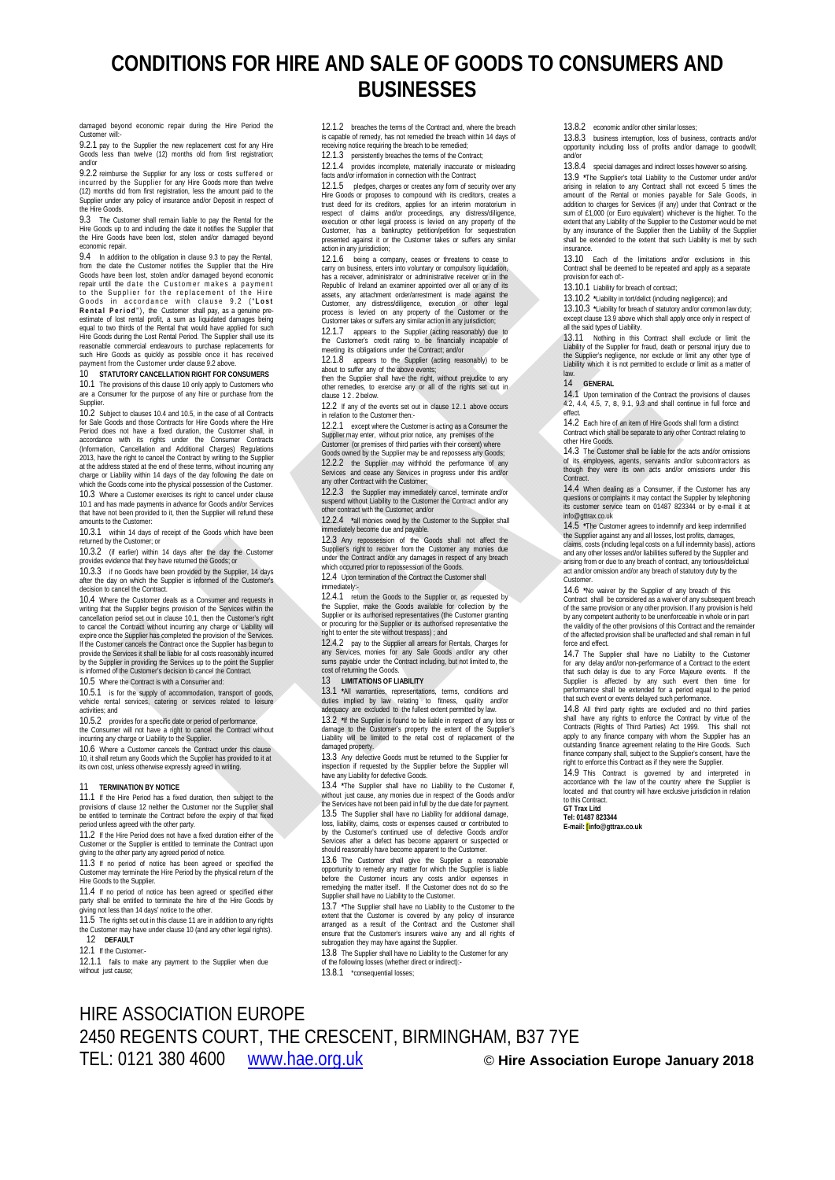# CONDITIONS FOR HIRE AND SALE OF GOODS TO CONSUMERS AND BUSINESSES

damaged beyond economic repair during the Hire Period the Customer will:-

9.2.1 pay to the Supplier the new replacement cost for any Hire Goods less than twelve (12) months old from first registration; and/or

9.2.2 reimburse the Supplier for any loss or costs suffered or incurred by the Supplier for any Hire Goods more than twelve (12) months old from first registration, less the amount paid to the Supplier under any policy of insurance and/or Deposit in respect of the Hire Goods.

9.3 The Customer shall remain liable to pay the Rental for the Hire Goods up to and including the date it notifies the Supplier that the Hire Goods have been lost, stolen and/or damaged beyond economic repair.

9.4 In addition to the obligation in clause 9.3 to pay the Rental, from the date the Customer notifies the Supplier that the Hire Goods have been lost, stolen and/or damaged beyond economic repair until the date the Customer makes a payment to the Supplier for the replacement of the Hire Goods in accordance with clause 9.2 ("**Lost Rental Period**"), the Customer shall pay, as a genuine pre-estimate of lost rental profit, a sum as liquidated damages being equal to two thirds of the Rental that would have applied for such Hire Goods during the Lost Rental Period. The Supplier shall use its reasonable commercial endeavours to purchase replacements for such Hire Goods as quickly as possible once it has received payment from the Customer under clause 9.2 above.

## 10 STATUTORY CANCELLATION RIGHT FOR CONSUMERS

10.1 The provisions of this clause 10 only apply to Customers who are a Consumer for the purpose of any hire or purchase from the Supplier.

10.2 Subject to clauses 10.4 and 10.5, in the case of all Contracts for Sale Goods and those Contracts for Hire Goods where the Hire Period does not have a fixed duration, the Customer shall, in accordance with its rights under the Consumer Contracts (Information, Cancellation and Additional Charges) Regulations 2013, have the right to cancel the Contract by writing to the Supplier at the address stated at the end of these terms, without incurring any charge or Liability within 14 days of the day following the date on which the Goods come into the physical possession of the Customer.

10.3 Where a Customer exercises its right to cancel under clause 10.1 and has made payments in advance for Goods and/or Services that have not been provided to it, then the Supplier will refund these amounts to the Customer:

10.3.1 within 14 days of receipt of the Goods which have been returned by the Customer; or

10.3.2 (if earlier) within 14 days after the day the Customer provides evidence that they have returned the Goods; or

10.3.3 if no Goods have been provided by the Supplier, 14 days after the day on which the Supplier is informed of the Customer's decision to cancel the Contract.

10.4 Where the Customer deals as a Consumer and requests in writing that the Supplier begins provision of the Services within the cancellation period set out in clause 10.1, then the Customer's right to cancel the Contract without incurring any charge or Liability will expire once the Supplier has completed the provision of the Services. If the Customer cancels the Contract once the Supplier has begun to provide the Services it shall be liable for all costs reasonably incurred by the Supplier in providing the Services up to the point the Supplier is informed of the Customer's decision to cancel the Contract.

10.5 Where the Contract is with a Consumer and:

10.5.1 is for the supply of accommodation, transport of goods, vehicle rental services, catering or services related to leisure activities; and

10.5.2 provides for a specific date or period of performance,

the Consumer will not have a right to cancel the Contract without incurring any charge or Liability to the Supplier.

10.6 Where a Customer cancels the Contract under this clause 10, it shall return any Goods which the Supplier has provided to it at its own cost, unless otherwise expressly agreed in writing.

## 11 TERMINATION BY NOTICE

11.1 If the Hire Period has a fixed duration, then subject to the provisions of clause 12 neither the Customer nor the Supplier shall be entitled to terminate the Contract before the expiry of that fixed period unless agreed with the other party.

11.2 If the Hire Period does not have a fixed duration either of the Customer or the Supplier is entitled to terminate the Contract upon giving to the other party any agreed period of notice.

11.3 If no period of notice has been agreed or specified the Customer may terminate the Hire Period by the physical return of the Hire Goods to the Supplier.

11.4 If no period of notice has been agreed or specified either party shall be entitled to terminate the hire of the Hire Goods by giving not less than 14 days' notice to the other.

11.5 The rights set out in this clause 11 are in addition to any rights the Customer may have under clause 10 (and any other legal rights).

## 12 DEFAULT

12.1 If the Customer:-

12.1.1 fails to make any payment to the Supplier when due without just cause;

12.1.2 breaches the terms of the Contract and, where the breach is capable of remedy, has not remedied the breach within 14 days of receiving notice requiring the breach to be remedied;

12.1.3 persistently breaches the terms of the Contract;

12.1.4 provides incomplete, materially inaccurate or misleading facts and/or information in connection with the Contract;

12.1.5 pledges, charges or creates any form of security over any Hire Goods or proposes to compound with its creditors, creates a trust deed for its creditors, applies for an interim moratorium in respect of claims and/or proceedings, any distress/diligence, execution or other legal process is levied on any property of the Customer, has a bankruptcy petition/petition for sequestration presented against it or the Customer takes or suffers any similar action in any jurisdiction;

12.1.6 being a company, ceases or threatens to cease to carry on business, enters into voluntary or compulsory liquidation, has a receiver, administrator or administrative receiver or in the Republic of Ireland an examiner appointed over all or any of its assets, any attachment order/arrestment is made against the Customer, any distress/diligence, execution or other legal process is levied on any property of the Customer or the Customer takes or suffers any similar action in any jurisdiction;

12.1.7 appears to the Supplier (acting reasonably) due to the Customer's credit rating to be financially incapable of meeting its obligations under the Contract; and/or

12.1.8 appears to the Supplier (acting reasonably) to be about to suffer any of the above events;

then the Supplier shall have the right, without prejudice to any other remedies, to exercise any or all of the rights set out in clause 12.2 below.

12.2 If any of the events set out in clause 12.1 above occurs in relation to the Customer then:-

12.2.1 except where the Customer is acting as a Consumer the Supplier may enter, without prior notice, any premises of the Customer (or premises of third parties with their consent) where Goods owned by the Supplier may be and repossess any Goods;

12.2.2 the Supplier may withhold the performance of any Services and cease any Services in progress under this and/or any other Contract with the Customer;

12.2.3 the Supplier may immediately cancel, terminate and/or suspend without Liability to the Customer the Contract and/or any other contract with the Customer; and/or

12.2.4 *all monies owed by the Customer to the Supplier shall immediately become due and payable.

12.3 Any repossession of the Goods shall not affect the Supplier's right to recover from the Customer any monies due under the Contract and/or any damages in respect of any breach which occurred prior to repossession of the Goods.

12.4 Upon termination of the Contract the Customer shall immediately:-

12.4.1 return the Goods to the Supplier or, as requested by the Supplier, make the Goods available for collection by the Supplier or its authorised representatives (the Customer granting or procuring for the Supplier or its authorised representative the right to enter the site without trespass) ; and

12.4.2 pay to the Supplier all arrears for Rentals, Charges for any Services, monies for any Sale Goods and/or any other sums payable under the Contract including, but not limited to, the cost of returning the Goods.

## 13 LIMITATIONS OF LIABILITY

13.1 *All warranties, representations, terms, conditions and duties implied by law relating to fitness, quality and/or adequacy are excluded to the fullest extent permitted by law.

13.2 *If the Supplier is found to be liable in respect of any loss or damage to the Customer's property the extent of the Supplier's Liability will be limited to the retail cost of replacement of the damaged property.

13.3 Any defective Goods must be returned to the Supplier for inspection if requested by the Supplier before the Supplier will have any Liability for defective Goods.

13.4 *The Supplier shall have no Liability to the Customer if, without just cause, any monies due in respect of the Goods and/or the Services have not been paid in full by the due date for payment.

13.5 The Supplier shall have no Liability for additional damage, loss, liability, claims, costs or expenses caused or contributed to by the Customer's continued use of defective Goods and/or Services after a defect has become apparent or suspected or should reasonably have become apparent to the Customer.

13.6 The Customer shall give the Supplier a reasonable opportunity to remedy any matter for which the Supplier is liable before the Customer incurs any costs and/or expenses in remedying the matter itself. If the Customer does not do so the Supplier shall have no Liability to the Customer.

13.7 *The Supplier shall have no Liability to the Customer to the extent that the Customer is covered by any policy of insurance arranged as a result of the Contract and the Customer shall ensure that the Customer's insurers waive any and all rights of subrogation they may have against the Supplier.

13.8 The Supplier shall have no Liability to the Customer for any of the following losses (whether direct or indirect):-

13.8.1 *consequential losses;

13.8.2 economic and/or other similar losses;

13.8.3 business interruption, loss of business, contracts and/or opportunity including loss of profits and/or damage to goodwill; and/or

13.8.4 special damages and indirect losses however so arising.

13.9 *The Supplier's total Liability to the Customer under and/or arising in relation to any Contract shall not exceed 5 times the amount of the Rental or monies payable for Sale Goods, in addition to charges for Services (if any) under that Contract or the sum of £1,000 (or Euro equivalent) whichever is the higher. To the extent that any Liability of the Supplier to the Customer would be met by any insurance of the Supplier then the Liability of the Supplier shall be extended to the extent that such Liability is met by such insurance.

13.10 Each of the limitations and/or exclusions in this Contract shall be deemed to be repeated and apply as a separate provision for each of:-

13.10.1 Liability for breach of contract;

13.10.2 *Liability in tort/delict (including negligence); and

13.10.3 *Liability for breach of statutory and/or common law duty; except clause 13.9 above which shall apply once only in respect of all the said types of Liability.

13.11 Nothing in this Contract shall exclude or limit the Liability of the Supplier for fraud, death or personal injury due to the Supplier's negligence, nor exclude or limit any other type of Liability which it is not permitted to exclude or limit as a matter of law.

## 14 GENERAL

14.1 Upon termination of the Contract the provisions of clauses 4.2, 4.4, 4.5, 7, 8, 9.1, 9.3 and shall continue in full force and effect.

14.2 Each hire of an item of Hire Goods shall form a distinct Contract which shall be separate to any other Contract relating to other Hire Goods.

14.3 The Customer shall be liable for the acts and/or omissions of its employees, agents, servants and/or subcontractors as though they were its own acts and/or omissions under this Contract.

14.4 When dealing as a Consumer, if the Customer has any questions or complaints it may contact the Supplier by telephoning its customer service team on 01487 823344 or by e-mail it at info@gttrax.co.uk

14.5 *The Customer agrees to indemnify and keep indemnified the Supplier against any and all losses, lost profits, damages, claims, costs (including legal costs on a full indemnity basis), actions and any other losses and/or liabilities suffered by the Supplier and arising from or due to any breach of contract, any tortious/delictual act and/or omission and/or any breach of statutory duty by the Customer.

14.6 *No waiver by the Supplier of any breach of this Contract shall be considered as a waiver of any subsequent breach of the same provision or any other provision. If any provision is held by any competent authority to be unenforceable in whole or in part the validity of the other provisions of this Contract and the remainder of the affected provision shall be unaffected and shall remain in full force and effect.

14.7 The Supplier shall have no Liability to the Customer for any delay and/or non-performance of a Contract to the extent that such delay is due to any Force Majeure events. If the Supplier is affected by any such event then time for performance shall be extended for a period equal to the period that such event or events delayed such performance.

14.8 All third party rights are excluded and no third parties shall have any rights to enforce the Contract by virtue of the Contracts (Rights of Third Parties) Act 1999. This shall not apply to any finance company with whom the Supplier has an outstanding finance agreement relating to the Hire Goods. Such finance company shall, subject to the Supplier's consent, have the right to enforce this Contract as if they were the Supplier.

14.9 This Contract is governed by and interpreted in accordance with the law of the country where the Supplier is located and that country will have exclusive jurisdiction in relation to this Contract.

**GT Trax Ltd**
**Tel: 01487 823344**
**E-mail: info@gttrax.co.uk**

HIRE ASSOCIATION EUROPE
2450 REGENTS COURT, THE CRESCENT, BIRMINGHAM, B37 7YE
TEL: 0121 380 4600 www.hae.org.uk © **Hire Association Europe January 2018**